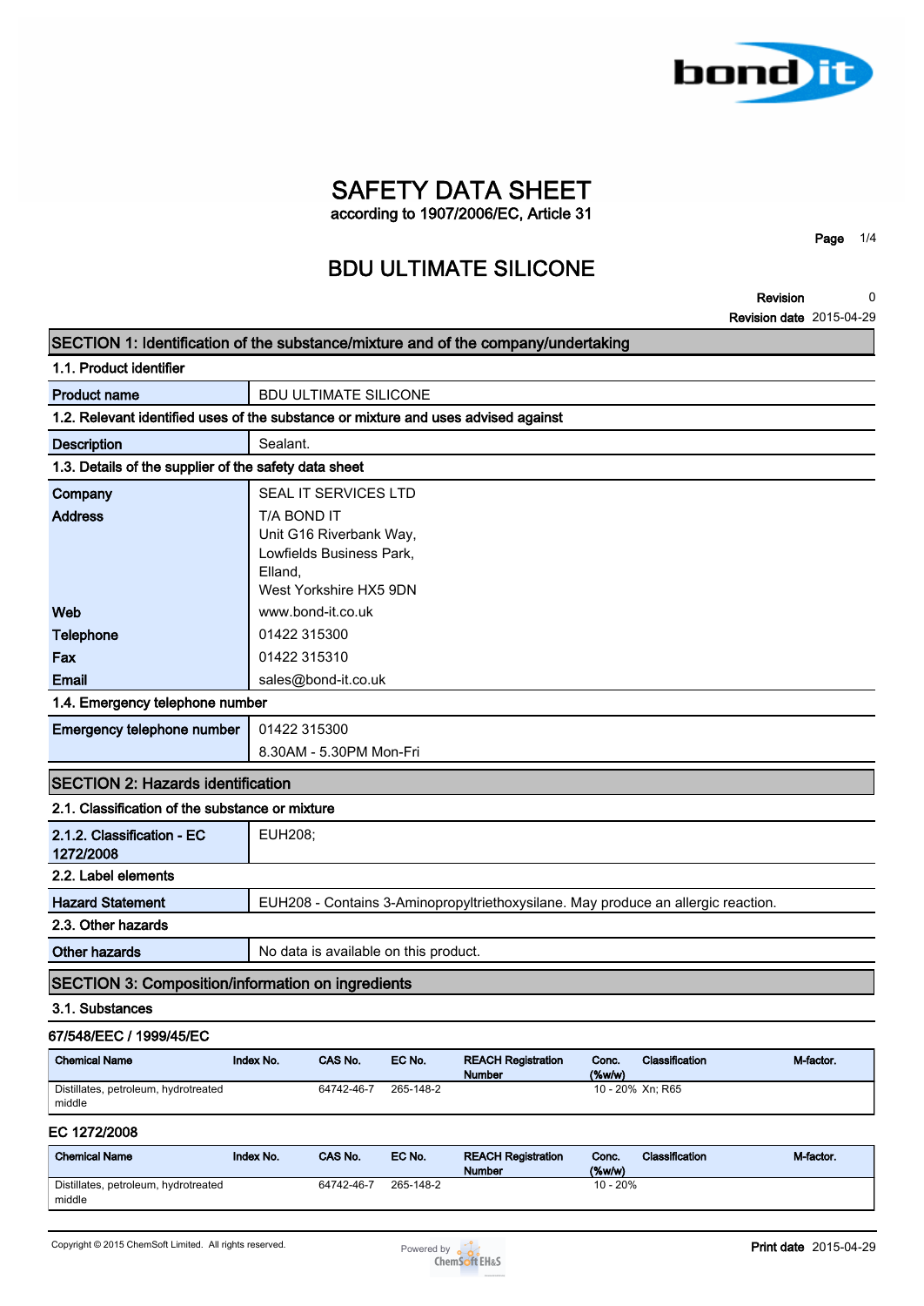# SAFETY DATA SHEET

according to 1907/2006/EC, Article 31

## BDU ULTIMATE SILICONE

**Revision** 0
**Revision date** 2015-04-29

## SECTION 1: Identification of the substance/mixture and of the company/undertaking

### 1.1. Product identifier

| | |
|---|---|
| **Product name** | BDU ULTIMATE SILICONE |

### 1.2. Relevant identified uses of the substance or mixture and uses advised against

| | |
|---|---|
| **Description** | Sealant. |

### 1.3. Details of the supplier of the safety data sheet

| | |
|---|---|
| **Company** | SEAL IT SERVICES LTD |
| **Address** | T/A BOND IT<br>Unit G16 Riverbank Way,<br>Lowfields Business Park,<br>Elland,<br>West Yorkshire HX5 9DN |
| **Web** | www.bond-it.co.uk |
| **Telephone** | 01422 315300 |
| **Fax** | 01422 315310 |
| **Email** | sales@bond-it.co.uk |

### 1.4. Emergency telephone number

| | |
|---|---|
| **Emergency telephone number** | 01422 315300<br>8.30AM - 5.30PM Mon-Fri |

## SECTION 2: Hazards identification

### 2.1. Classification of the substance or mixture

| | |
|---|---|
| **2.1.2. Classification - EC 1272/2008** | EUH208; |

### 2.2. Label elements

| | |
|---|---|
| **Hazard Statement** | EUH208 - Contains 3-Aminopropyltriethoxysilane. May produce an allergic reaction. |

### 2.3. Other hazards

| | |
|---|---|
| **Other hazards** | No data is available on this product. |

## SECTION 3: Composition/information on ingredients

### 3.1. Substances

**67/548/EEC / 1999/45/EC**

| Chemical Name | Index No. | CAS No. | EC No. | REACH Registration Number | Conc. (%w/w) | Classification | M-factor. |
|---|---|---|---|---|---|---|---|
| Distillates, petroleum, hydrotreated middle | | 64742-46-7 | 265-148-2 | | 10 - 20% | Xn; R65 | |

**EC 1272/2008**

| Chemical Name | Index No. | CAS No. | EC No. | REACH Registration Number | Conc. (%w/w) | Classification | M-factor. |
|---|---|---|---|---|---|---|---|
| Distillates, petroleum, hydrotreated middle | | 64742-46-7 | 265-148-2 | | 10 - 20% | | |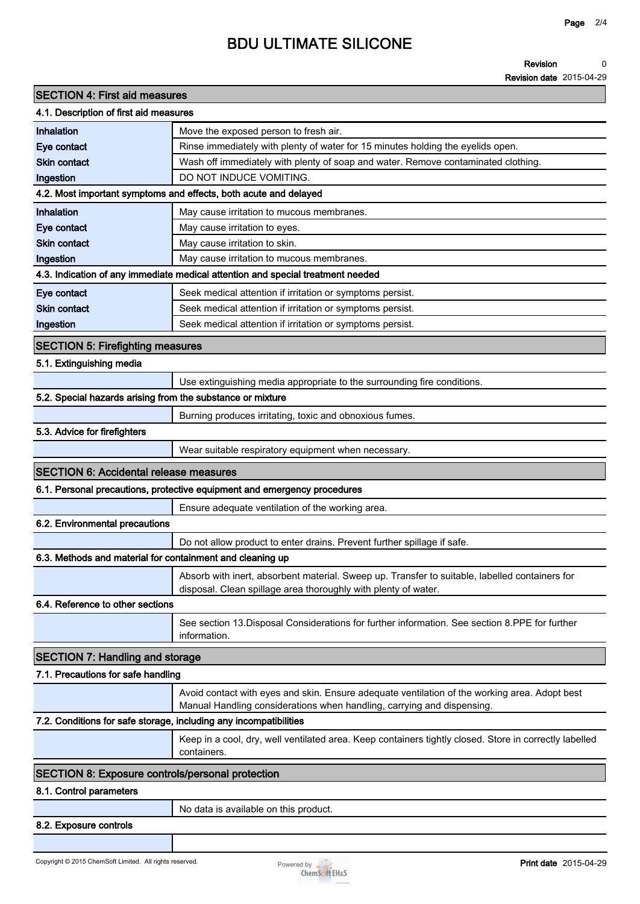## SECTION 4: First aid measures

### 4.1. Description of first aid measures

| | |
|---|---|
| **Inhalation** | Move the exposed person to fresh air. |
| **Eye contact** | Rinse immediately with plenty of water for 15 minutes holding the eyelids open. |
| **Skin contact** | Wash off immediately with plenty of soap and water. Remove contaminated clothing. |
| **Ingestion** | DO NOT INDUCE VOMITING. |

### 4.2. Most important symptoms and effects, both acute and delayed

| | |
|---|---|
| **Inhalation** | May cause irritation to mucous membranes. |
| **Eye contact** | May cause irritation to eyes. |
| **Skin contact** | May cause irritation to skin. |
| **Ingestion** | May cause irritation to mucous membranes. |

### 4.3. Indication of any immediate medical attention and special treatment needed

| | |
|---|---|
| **Eye contact** | Seek medical attention if irritation or symptoms persist. |
| **Skin contact** | Seek medical attention if irritation or symptoms persist. |
| **Ingestion** | Seek medical attention if irritation or symptoms persist. |

## SECTION 5: Firefighting measures

### 5.1. Extinguishing media

Use extinguishing media appropriate to the surrounding fire conditions.

### 5.2. Special hazards arising from the substance or mixture

Burning produces irritating, toxic and obnoxious fumes.

### 5.3. Advice for firefighters

Wear suitable respiratory equipment when necessary.

## SECTION 6: Accidental release measures

### 6.1. Personal precautions, protective equipment and emergency procedures

Ensure adequate ventilation of the working area.

### 6.2. Environmental precautions

Do not allow product to enter drains. Prevent further spillage if safe.

### 6.3. Methods and material for containment and cleaning up

Absorb with inert, absorbent material. Sweep up. Transfer to suitable, labelled containers for disposal. Clean spillage area thoroughly with plenty of water.

### 6.4. Reference to other sections

See section 13.Disposal Considerations for further information. See section 8.PPE for further information.

## SECTION 7: Handling and storage

### 7.1. Precautions for safe handling

Avoid contact with eyes and skin. Ensure adequate ventilation of the working area. Adopt best Manual Handling considerations when handling, carrying and dispensing.

### 7.2. Conditions for safe storage, including any incompatibilities

Keep in a cool, dry, well ventilated area. Keep containers tightly closed. Store in correctly labelled containers.

## SECTION 8: Exposure controls/personal protection

### 8.1. Control parameters

No data is available on this product.

### 8.2. Exposure controls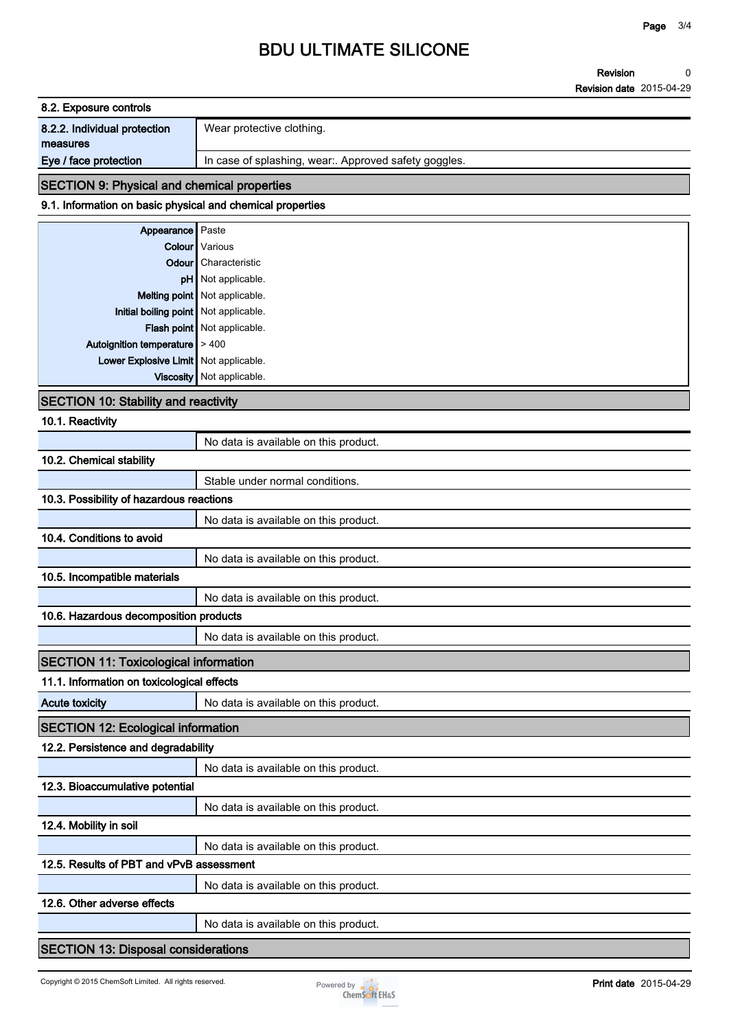#### 8.2. Exposure controls

| | |
|---|---|
| **8.2.2. Individual protection measures** | Wear protective clothing. |
| **Eye / face protection** | In case of splashing, wear:. Approved safety goggles. |

## SECTION 9: Physical and chemical properties

#### 9.1. Information on basic physical and chemical properties

| | |
|---|---|
| **Appearance** | Paste |
| **Colour** | Various |
| **Odour** | Characteristic |
| **pH** | Not applicable. |
| **Melting point** | Not applicable. |
| **Initial boiling point** | Not applicable. |
| **Flash point** | Not applicable. |
| **Autoignition temperature** | > 400 |
| **Lower Explosive Limit** | Not applicable. |
| **Viscosity** | Not applicable. |

## SECTION 10: Stability and reactivity

#### 10.1. Reactivity

No data is available on this product.

#### 10.2. Chemical stability

Stable under normal conditions.

#### 10.3. Possibility of hazardous reactions

No data is available on this product.

#### 10.4. Conditions to avoid

No data is available on this product.

#### 10.5. Incompatible materials

No data is available on this product.

#### 10.6. Hazardous decomposition products

No data is available on this product.

## SECTION 11: Toxicological information

#### 11.1. Information on toxicological effects

| | |
|---|---|
| **Acute toxicity** | No data is available on this product. |

## SECTION 12: Ecological information

#### 12.2. Persistence and degradability

No data is available on this product.

#### 12.3. Bioaccumulative potential

No data is available on this product.

#### 12.4. Mobility in soil

No data is available on this product.

#### 12.5. Results of PBT and vPvB assessment

No data is available on this product.

#### 12.6. Other adverse effects

No data is available on this product.

## SECTION 13: Disposal considerations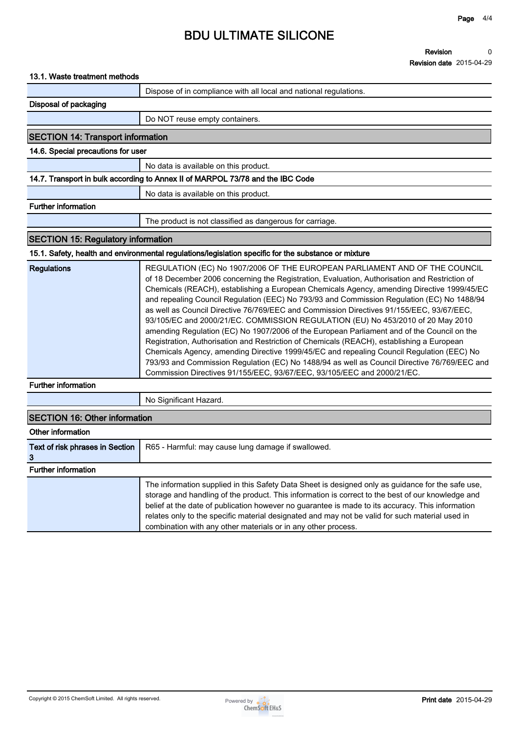#### 13.1. Waste treatment methods

| | |
|---|---|
| | Dispose of in compliance with all local and national regulations. |

#### Disposal of packaging

| | |
|---|---|
| | Do NOT reuse empty containers. |

## SECTION 14: Transport information

#### 14.6. Special precautions for user

| | |
|---|---|
| | No data is available on this product. |

#### 14.7. Transport in bulk according to Annex II of MARPOL 73/78 and the IBC Code

| | |
|---|---|
| | No data is available on this product. |

#### Further information

| | |
|---|---|
| | The product is not classified as dangerous for carriage. |

## SECTION 15: Regulatory information

#### 15.1. Safety, health and environmental regulations/legislation specific for the substance or mixture

| | |
|---|---|
| Regulations | REGULATION (EC) No 1907/2006 OF THE EUROPEAN PARLIAMENT AND OF THE COUNCIL of 18 December 2006 concerning the Registration, Evaluation, Authorisation and Restriction of Chemicals (REACH), establishing a European Chemicals Agency, amending Directive 1999/45/EC and repealing Council Regulation (EEC) No 793/93 and Commission Regulation (EC) No 1488/94 as well as Council Directive 76/769/EEC and Commission Directives 91/155/EEC, 93/67/EEC, 93/105/EC and 2000/21/EC. COMMISSION REGULATION (EU) No 453/2010 of 20 May 2010 amending Regulation (EC) No 1907/2006 of the European Parliament and of the Council on the Registration, Authorisation and Restriction of Chemicals (REACH), establishing a European Chemicals Agency, amending Directive 1999/45/EC and repealing Council Regulation (EEC) No 793/93 and Commission Regulation (EC) No 1488/94 as well as Council Directive 76/769/EEC and Commission Directives 91/155/EEC, 93/67/EEC, 93/105/EEC and 2000/21/EC. |

#### Further information

| | |
|---|---|
| | No Significant Hazard. |

## SECTION 16: Other information

#### Other information

| | |
|---|---|
| Text of risk phrases in Section 3 | R65 - Harmful: may cause lung damage if swallowed. |

#### Further information

| | |
|---|---|
| | The information supplied in this Safety Data Sheet is designed only as guidance for the safe use, storage and handling of the product. This information is correct to the best of our knowledge and belief at the date of publication however no guarantee is made to its accuracy. This information relates only to the specific material designated and may not be valid for such material used in combination with any other materials or in any other process. |